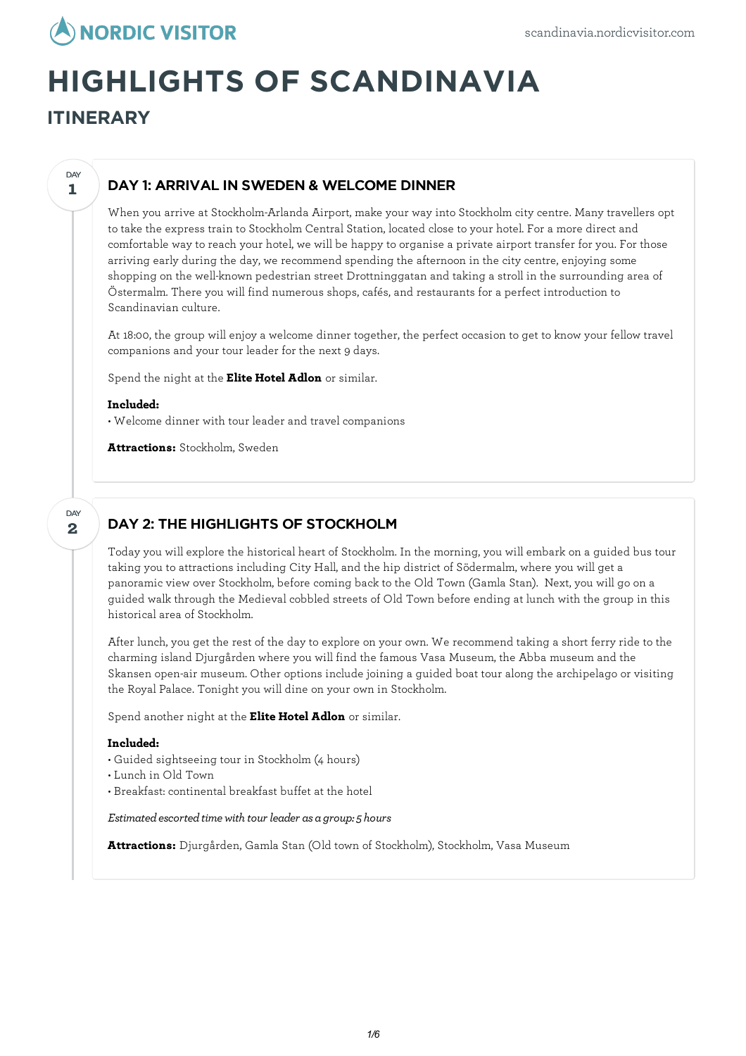# HIGHLIGHTS OF SCANDINAVIA

## ITINERARY

### DAY 1: ARRIVAL IN SWEDEN & WELCOME DINNER

When you arrive at Stockholm-Arlanda Airport, make your way into Stockholm city centre. Many travellers opt to take the express train to Stockholm Central Station, located close to your hotel. For a more direct and comfortable way to reach your hotel, we will be happy to organise a private airport transfer for you. For those arriving early during the day, we recommend spending the afternoon in the city centre, enjoying some shopping on the well-known pedestrian street Drottninggatan and taking a stroll in the surrounding area of Östermalm. There you will find numerous shops, cafés, and restaurants for a perfect introduction to Scandinavian culture.

At 18:00, the group will enjoy a welcome dinner together, the perfect occasion to get to know your fellow travel companions and your tour leader for the next 9 days.

Spend the night at the **Elite Hotel Adlon** or similar.

**Included:**
• Welcome dinner with tour leader and travel companions

**Attractions:** Stockholm, Sweden

### DAY 2: THE HIGHLIGHTS OF STOCKHOLM

Today you will explore the historical heart of Stockholm. In the morning, you will embark on a guided bus tour taking you to attractions including City Hall, and the hip district of Södermalm, where you will get a panoramic view over Stockholm, before coming back to the Old Town (Gamla Stan). Next, you will go on a guided walk through the Medieval cobbled streets of Old Town before ending at lunch with the group in this historical area of Stockholm.

After lunch, you get the rest of the day to explore on your own. We recommend taking a short ferry ride to the charming island Djurgården where you will find the famous Vasa Museum, the Abba museum and the Skansen open-air museum. Other options include joining a guided boat tour along the archipelago or visiting the Royal Palace. Tonight you will dine on your own in Stockholm.

Spend another night at the **Elite Hotel Adlon** or similar.

**Included:**
• Guided sightseeing tour in Stockholm (4 hours)
• Lunch in Old Town
• Breakfast: continental breakfast buffet at the hotel

*Estimated escorted time with tour leader as a group: 5 hours*

**Attractions:** Djurgården, Gamla Stan (Old town of Stockholm), Stockholm, Vasa Museum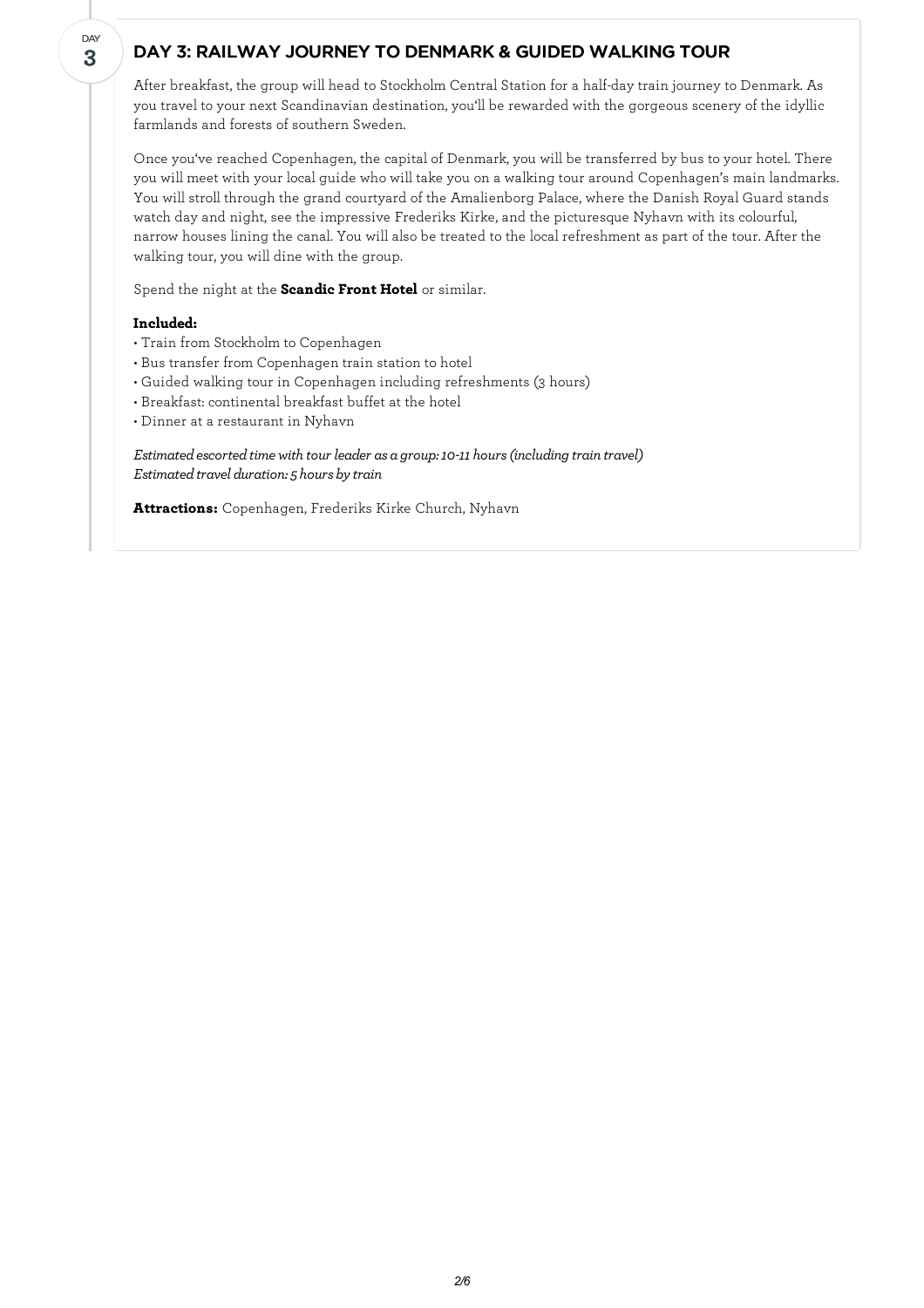DAY 3

## DAY 3: RAILWAY JOURNEY TO DENMARK & GUIDED WALKING TOUR

After breakfast, the group will head to Stockholm Central Station for a half-day train journey to Denmark. As you travel to your next Scandinavian destination, you'll be rewarded with the gorgeous scenery of the idyllic farmlands and forests of southern Sweden.

Once you've reached Copenhagen, the capital of Denmark, you will be transferred by bus to your hotel. There you will meet with your local guide who will take you on a walking tour around Copenhagen's main landmarks. You will stroll through the grand courtyard of the Amalienborg Palace, where the Danish Royal Guard stands watch day and night, see the impressive Frederiks Kirke, and the picturesque Nyhavn with its colourful, narrow houses lining the canal. You will also be treated to the local refreshment as part of the tour. After the walking tour, you will dine with the group.

Spend the night at the **Scandic Front Hotel** or similar.

**Included:**

- Train from Stockholm to Copenhagen
- Bus transfer from Copenhagen train station to hotel
- Guided walking tour in Copenhagen including refreshments (3 hours)
- Breakfast: continental breakfast buffet at the hotel
- Dinner at a restaurant in Nyhavn

*Estimated escorted time with tour leader as a group: 10-11 hours (including train travel)*
*Estimated travel duration: 5 hours by train*

**Attractions:** Copenhagen, Frederiks Kirke Church, Nyhavn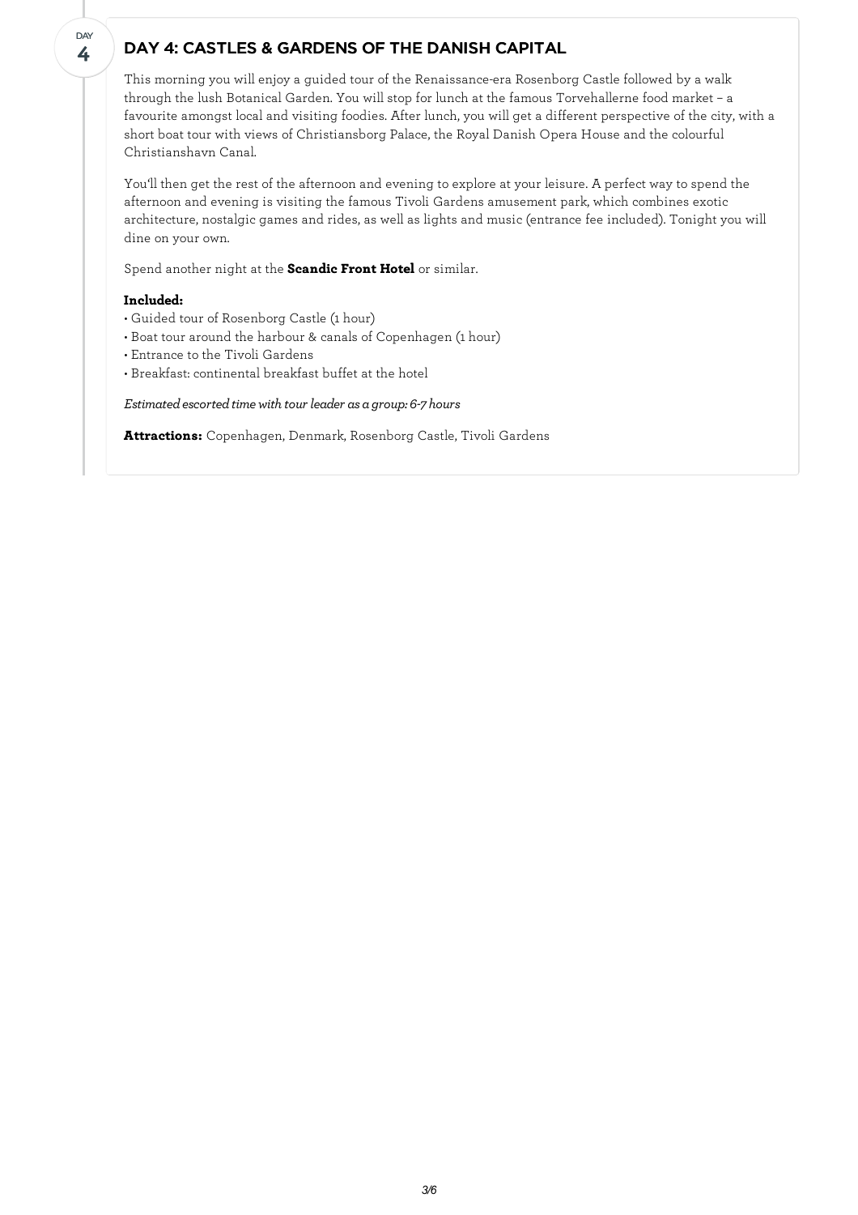DAY 4

## DAY 4: CASTLES & GARDENS OF THE DANISH CAPITAL

This morning you will enjoy a guided tour of the Renaissance-era Rosenborg Castle followed by a walk through the lush Botanical Garden. You will stop for lunch at the famous Torvehallerne food market – a favourite amongst local and visiting foodies. After lunch, you will get a different perspective of the city, with a short boat tour with views of Christiansborg Palace, the Royal Danish Opera House and the colourful Christianshavn Canal.

You'll then get the rest of the afternoon and evening to explore at your leisure. A perfect way to spend the afternoon and evening is visiting the famous Tivoli Gardens amusement park, which combines exotic architecture, nostalgic games and rides, as well as lights and music (entrance fee included). Tonight you will dine on your own.

Spend another night at the **Scandic Front Hotel** or similar.

**Included:**

- Guided tour of Rosenborg Castle (1 hour)
- Boat tour around the harbour & canals of Copenhagen (1 hour)
- Entrance to the Tivoli Gardens
- Breakfast: continental breakfast buffet at the hotel

*Estimated escorted time with tour leader as a group: 6-7 hours*

**Attractions:** Copenhagen, Denmark, Rosenborg Castle, Tivoli Gardens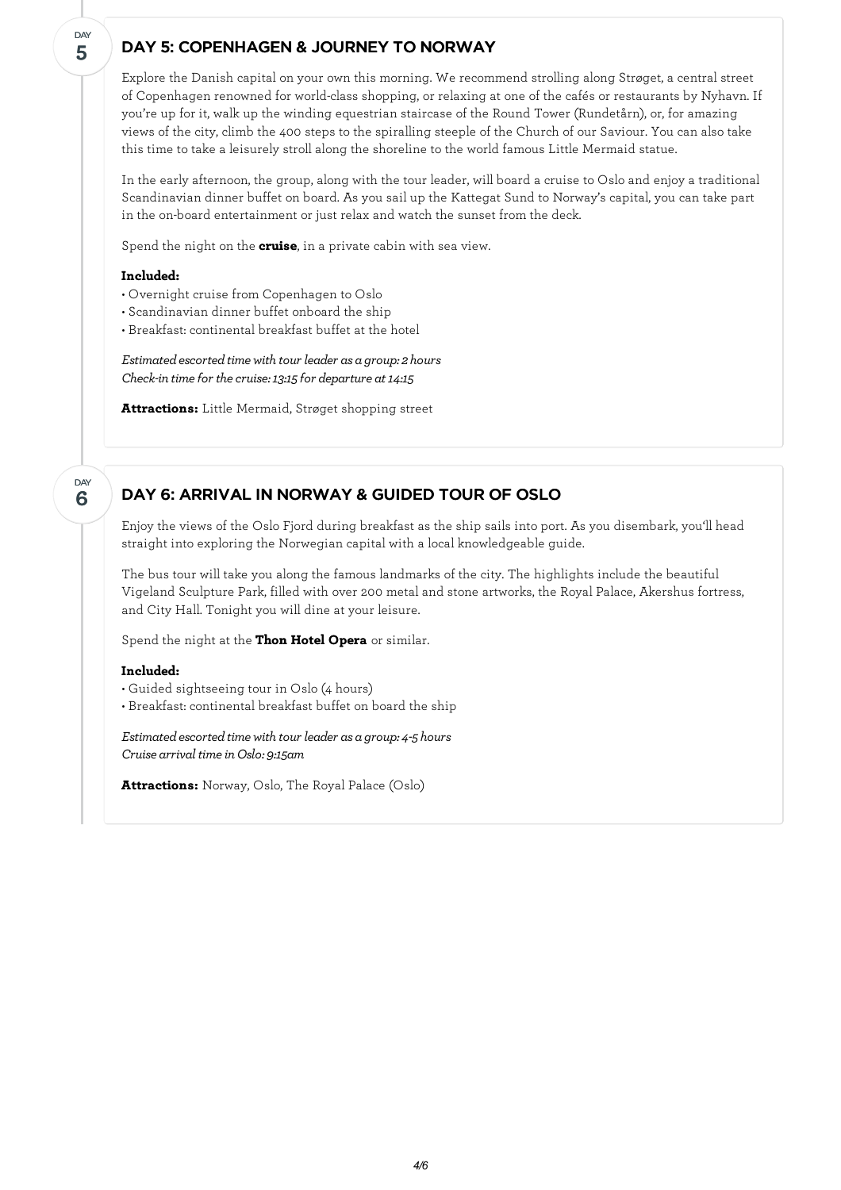DAY 5

## DAY 5: COPENHAGEN & JOURNEY TO NORWAY

Explore the Danish capital on your own this morning. We recommend strolling along Strøget, a central street of Copenhagen renowned for world-class shopping, or relaxing at one of the cafés or restaurants by Nyhavn. If you're up for it, walk up the winding equestrian staircase of the Round Tower (Rundetårn), or, for amazing views of the city, climb the 400 steps to the spiralling steeple of the Church of our Saviour. You can also take this time to take a leisurely stroll along the shoreline to the world famous Little Mermaid statue.

In the early afternoon, the group, along with the tour leader, will board a cruise to Oslo and enjoy a traditional Scandinavian dinner buffet on board. As you sail up the Kattegat Sund to Norway's capital, you can take part in the on-board entertainment or just relax and watch the sunset from the deck.

Spend the night on the **cruise**, in a private cabin with sea view.

**Included:**

- Overnight cruise from Copenhagen to Oslo
- Scandinavian dinner buffet onboard the ship
- Breakfast: continental breakfast buffet at the hotel

*Estimated escorted time with tour leader as a group: 2 hours*
*Check-in time for the cruise: 13:15 for departure at 14:15*

**Attractions:** Little Mermaid, Strøget shopping street

DAY 6

## DAY 6: ARRIVAL IN NORWAY & GUIDED TOUR OF OSLO

Enjoy the views of the Oslo Fjord during breakfast as the ship sails into port. As you disembark, you'll head straight into exploring the Norwegian capital with a local knowledgeable guide.

The bus tour will take you along the famous landmarks of the city. The highlights include the beautiful Vigeland Sculpture Park, filled with over 200 metal and stone artworks, the Royal Palace, Akershus fortress, and City Hall. Tonight you will dine at your leisure.

Spend the night at the **Thon Hotel Opera** or similar.

**Included:**

- Guided sightseeing tour in Oslo (4 hours)
- Breakfast: continental breakfast buffet on board the ship

*Estimated escorted time with tour leader as a group: 4-5 hours*
*Cruise arrival time in Oslo: 9:15am*

**Attractions:** Norway, Oslo, The Royal Palace (Oslo)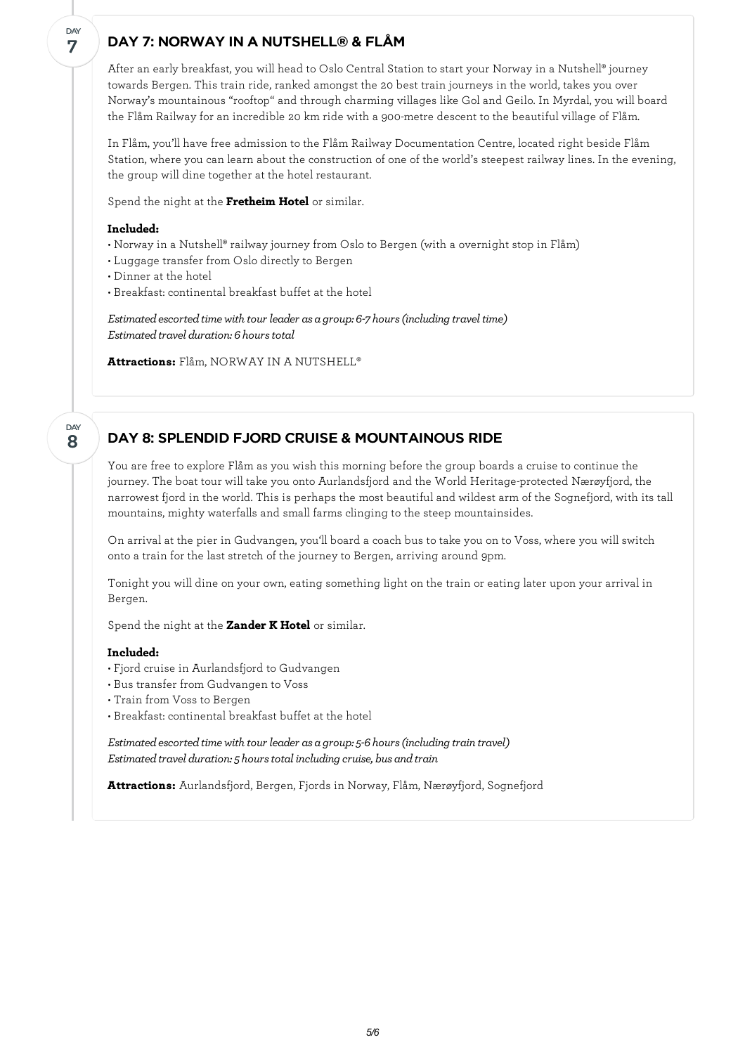## DAY 7: NORWAY IN A NUTSHELL® & FLÅM

After an early breakfast, you will head to Oslo Central Station to start your Norway in a Nutshell® journey towards Bergen. This train ride, ranked amongst the 20 best train journeys in the world, takes you over Norway's mountainous "rooftop" and through charming villages like Gol and Geilo. In Myrdal, you will board the Flåm Railway for an incredible 20 km ride with a 900-metre descent to the beautiful village of Flåm.

In Flåm, you'll have free admission to the Flåm Railway Documentation Centre, located right beside Flåm Station, where you can learn about the construction of one of the world's steepest railway lines. In the evening, the group will dine together at the hotel restaurant.

Spend the night at the **Fretheim Hotel** or similar.

**Included:**

- Norway in a Nutshell® railway journey from Oslo to Bergen (with a overnight stop in Flåm)
- Luggage transfer from Oslo directly to Bergen
- Dinner at the hotel
- Breakfast: continental breakfast buffet at the hotel

*Estimated escorted time with tour leader as a group: 6-7 hours (including travel time)*
*Estimated travel duration: 6 hours total*

**Attractions:** Flåm, NORWAY IN A NUTSHELL®

## DAY 8: SPLENDID FJORD CRUISE & MOUNTAINOUS RIDE

You are free to explore Flåm as you wish this morning before the group boards a cruise to continue the journey. The boat tour will take you onto Aurlandsfjord and the World Heritage-protected Nærøyfjord, the narrowest fjord in the world. This is perhaps the most beautiful and wildest arm of the Sognefjord, with its tall mountains, mighty waterfalls and small farms clinging to the steep mountainsides.

On arrival at the pier in Gudvangen, you'll board a coach bus to take you on to Voss, where you will switch onto a train for the last stretch of the journey to Bergen, arriving around 9pm.

Tonight you will dine on your own, eating something light on the train or eating later upon your arrival in Bergen.

Spend the night at the **Zander K Hotel** or similar.

**Included:**

- Fjord cruise in Aurlandsfjord to Gudvangen
- Bus transfer from Gudvangen to Voss
- Train from Voss to Bergen
- Breakfast: continental breakfast buffet at the hotel

*Estimated escorted time with tour leader as a group: 5-6 hours (including train travel)*
*Estimated travel duration: 5 hours total including cruise, bus and train*

**Attractions:** Aurlandsfjord, Bergen, Fjords in Norway, Flåm, Nærøyfjord, Sognefjord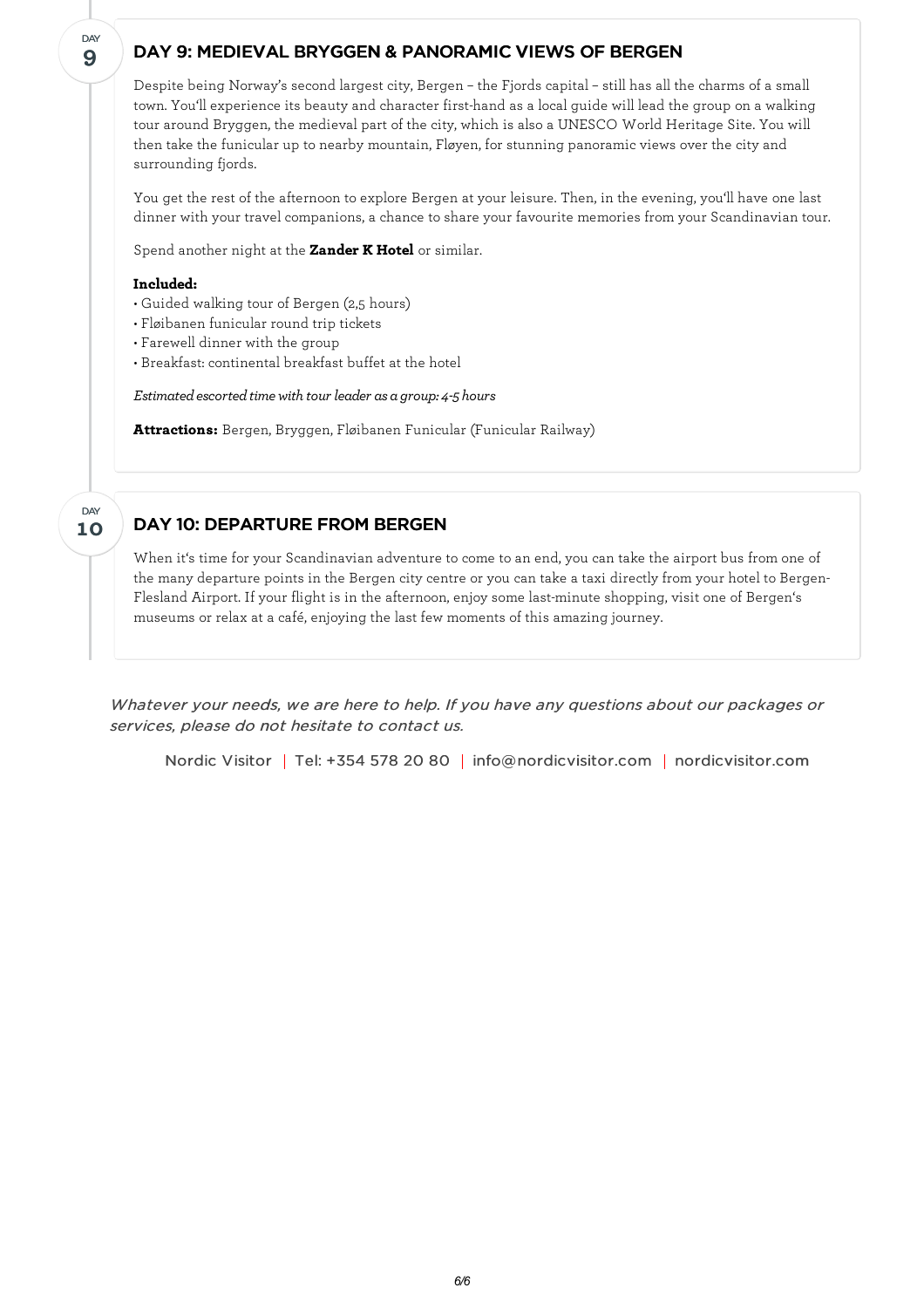## DAY 9: MEDIEVAL BRYGGEN & PANORAMIC VIEWS OF BERGEN

Despite being Norway's second largest city, Bergen – the Fjords capital – still has all the charms of a small town. You'll experience its beauty and character first-hand as a local guide will lead the group on a walking tour around Bryggen, the medieval part of the city, which is also a UNESCO World Heritage Site. You will then take the funicular up to nearby mountain, Fløyen, for stunning panoramic views over the city and surrounding fjords.

You get the rest of the afternoon to explore Bergen at your leisure. Then, in the evening, you'll have one last dinner with your travel companions, a chance to share your favourite memories from your Scandinavian tour.

Spend another night at the **Zander K Hotel** or similar.

**Included:**

- Guided walking tour of Bergen (2,5 hours)
- Fløibanen funicular round trip tickets
- Farewell dinner with the group
- Breakfast: continental breakfast buffet at the hotel

*Estimated escorted time with tour leader as a group: 4-5 hours*

**Attractions:** Bergen, Bryggen, Fløibanen Funicular (Funicular Railway)

## DAY 10: DEPARTURE FROM BERGEN

When it's time for your Scandinavian adventure to come to an end, you can take the airport bus from one of the many departure points in the Bergen city centre or you can take a taxi directly from your hotel to Bergen-Flesland Airport. If your flight is in the afternoon, enjoy some last-minute shopping, visit one of Bergen's museums or relax at a café, enjoying the last few moments of this amazing journey.

*Whatever your needs, we are here to help. If you have any questions about our packages or services, please do not hesitate to contact us.*

Nordic Visitor | Tel: +354 578 20 80 | info@nordicvisitor.com | nordicvisitor.com